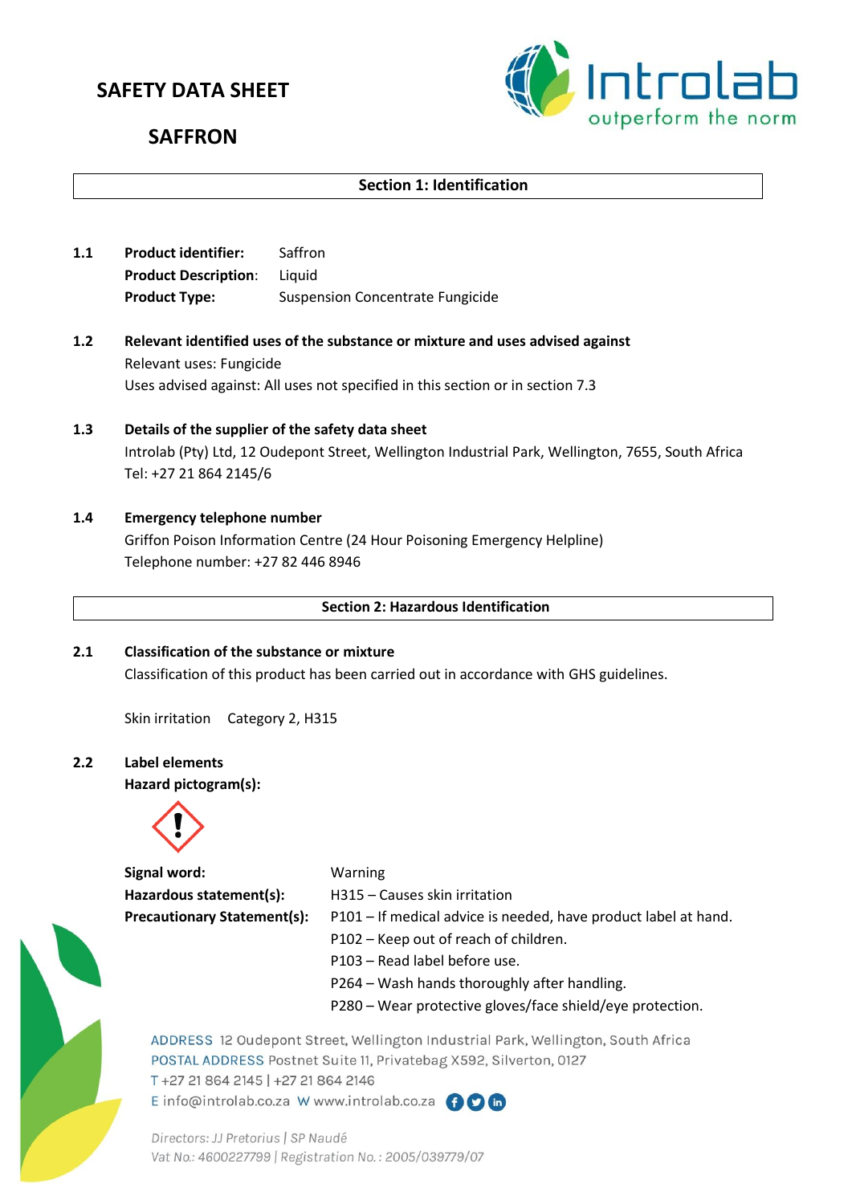# SAFETY DATA SHEET

# SAFFRON

## Section 1: Identification

**1.1** **Product identifier:** Saffron
**Product Description**: Liquid
**Product Type:** Suspension Concentrate Fungicide

**1.2** **Relevant identified uses of the substance or mixture and uses advised against**
Relevant uses: Fungicide
Uses advised against: All uses not specified in this section or in section 7.3

**1.3** **Details of the supplier of the safety data sheet**
Introlab (Pty) Ltd, 12 Oudepont Street, Wellington Industrial Park, Wellington, 7655, South Africa
Tel: +27 21 864 2145/6

**1.4** **Emergency telephone number**
Griffon Poison Information Centre (24 Hour Poisoning Emergency Helpline)
Telephone number: +27 82 446 8946

## Section 2: Hazardous Identification

**2.1** **Classification of the substance or mixture**
Classification of this product has been carried out in accordance with GHS guidelines.

Skin irritation Category 2, H315

**2.2** **Label elements**
**Hazard pictogram(s):**

**Signal word:** Warning
**Hazardous statement(s):** H315 – Causes skin irritation
**Precautionary Statement(s):**
P101 – If medical advice is needed, have product label at hand.
P102 – Keep out of reach of children.
P103 – Read label before use.
P264 – Wash hands thoroughly after handling.
P280 – Wear protective gloves/face shield/eye protection.

ADDRESS 12 Oudepont Street, Wellington Industrial Park, Wellington, South Africa
POSTAL ADDRESS Postnet Suite 11, Privatebag X592, Silverton, 0127
T +27 21 864 2145 | +27 21 864 2146
E info@introlab.co.za W www.introlab.co.za

*Directors: JJ Pretorius | SP Naudé*
*Vat No.: 4600227799 | Registration No.: 2005/039779/07*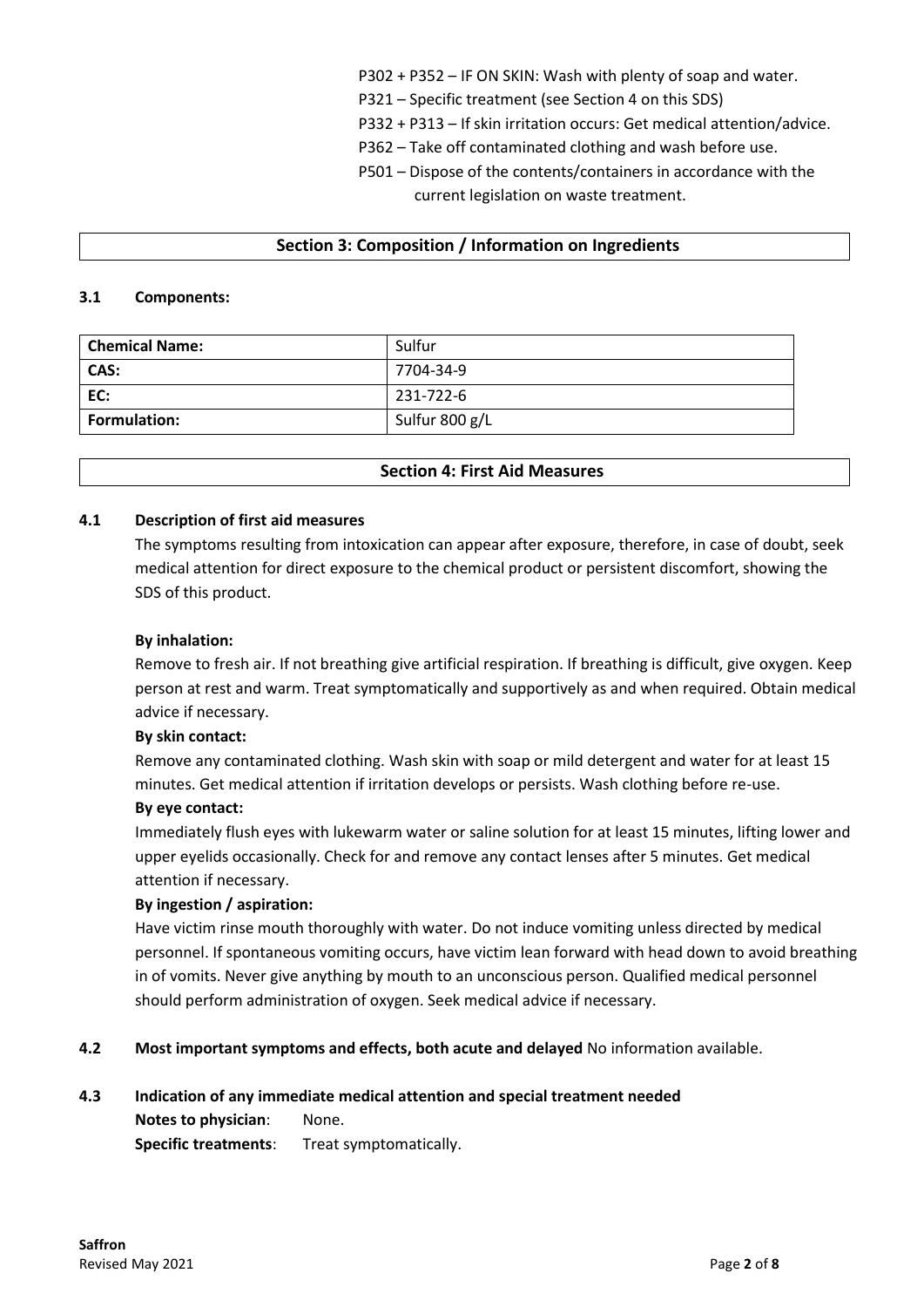P302 + P352 – IF ON SKIN: Wash with plenty of soap and water.
P321 – Specific treatment (see Section 4 on this SDS)
P332 + P313 – If skin irritation occurs: Get medical attention/advice.
P362 – Take off contaminated clothing and wash before use.
P501 – Dispose of the contents/containers in accordance with the current legislation on waste treatment.

## Section 3: Composition / Information on Ingredients

### 3.1 Components:

| **Chemical Name:** | Sulfur |
|---|---|
| **CAS:** | 7704-34-9 |
| **EC:** | 231-722-6 |
| **Formulation:** | Sulfur 800 g/L |

## Section 4: First Aid Measures

### 4.1 Description of first aid measures

The symptoms resulting from intoxication can appear after exposure, therefore, in case of doubt, seek medical attention for direct exposure to the chemical product or persistent discomfort, showing the SDS of this product.

**By inhalation:**
Remove to fresh air. If not breathing give artificial respiration. If breathing is difficult, give oxygen. Keep person at rest and warm. Treat symptomatically and supportively as and when required. Obtain medical advice if necessary.

**By skin contact:**
Remove any contaminated clothing. Wash skin with soap or mild detergent and water for at least 15 minutes. Get medical attention if irritation develops or persists. Wash clothing before re-use.

**By eye contact:**
Immediately flush eyes with lukewarm water or saline solution for at least 15 minutes, lifting lower and upper eyelids occasionally. Check for and remove any contact lenses after 5 minutes. Get medical attention if necessary.

**By ingestion / aspiration:**
Have victim rinse mouth thoroughly with water. Do not induce vomiting unless directed by medical personnel. If spontaneous vomiting occurs, have victim lean forward with head down to avoid breathing in of vomits. Never give anything by mouth to an unconscious person. Qualified medical personnel should perform administration of oxygen. Seek medical advice if necessary.

### 4.2 Most important symptoms and effects, both acute and delayed

No information available.

### 4.3 Indication of any immediate medical attention and special treatment needed

**Notes to physician**: None.
**Specific treatments**: Treat symptomatically.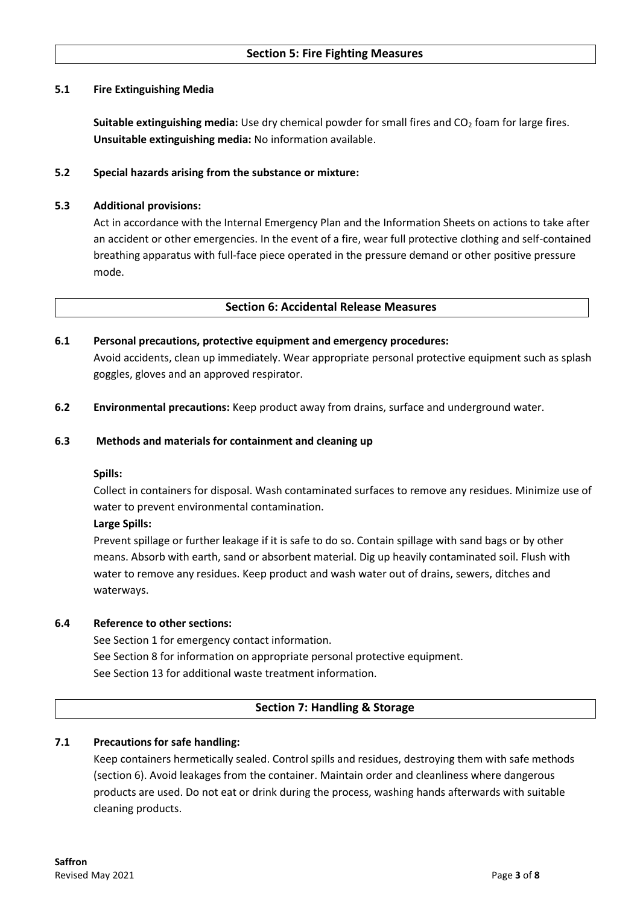## Section 5: Fire Fighting Measures

**5.1 Fire Extinguishing Media**

**Suitable extinguishing media:** Use dry chemical powder for small fires and $CO_2$ foam for large fires.
**Unsuitable extinguishing media:** No information available.

**5.2 Special hazards arising from the substance or mixture:**

**5.3 Additional provisions:**

Act in accordance with the Internal Emergency Plan and the Information Sheets on actions to take after an accident or other emergencies. In the event of a fire, wear full protective clothing and self-contained breathing apparatus with full-face piece operated in the pressure demand or other positive pressure mode.

## Section 6: Accidental Release Measures

**6.1 Personal precautions, protective equipment and emergency procedures:**

Avoid accidents, clean up immediately. Wear appropriate personal protective equipment such as splash goggles, gloves and an approved respirator.

**6.2 Environmental precautions:** Keep product away from drains, surface and underground water.

**6.3 Methods and materials for containment and cleaning up**

**Spills:**

Collect in containers for disposal. Wash contaminated surfaces to remove any residues. Minimize use of water to prevent environmental contamination.

**Large Spills:**

Prevent spillage or further leakage if it is safe to do so. Contain spillage with sand bags or by other means. Absorb with earth, sand or absorbent material. Dig up heavily contaminated soil. Flush with water to remove any residues. Keep product and wash water out of drains, sewers, ditches and waterways.

**6.4 Reference to other sections:**

See Section 1 for emergency contact information.
See Section 8 for information on appropriate personal protective equipment.
See Section 13 for additional waste treatment information.

## Section 7: Handling & Storage

**7.1 Precautions for safe handling:**

Keep containers hermetically sealed. Control spills and residues, destroying them with safe methods (section 6). Avoid leakages from the container. Maintain order and cleanliness where dangerous products are used. Do not eat or drink during the process, washing hands afterwards with suitable cleaning products.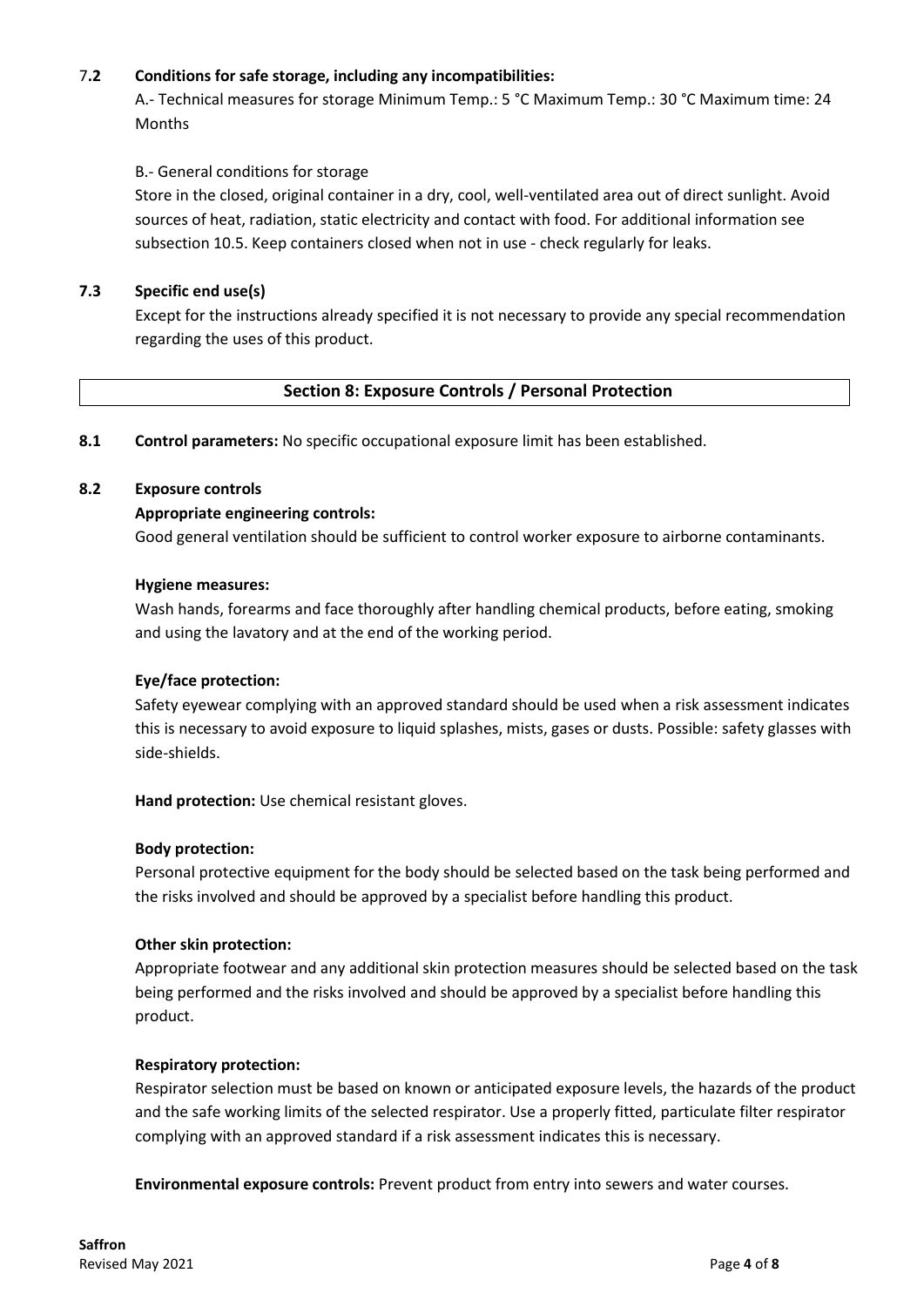**7.2 Conditions for safe storage, including any incompatibilities:**

A.- Technical measures for storage Minimum Temp.: 5 °C Maximum Temp.: 30 °C Maximum time: 24 Months

B.- General conditions for storage

Store in the closed, original container in a dry, cool, well-ventilated area out of direct sunlight. Avoid sources of heat, radiation, static electricity and contact with food. For additional information see subsection 10.5. Keep containers closed when not in use - check regularly for leaks.

**7.3 Specific end use(s)**

Except for the instructions already specified it is not necessary to provide any special recommendation regarding the uses of this product.

## Section 8: Exposure Controls / Personal Protection

**8.1 Control parameters:** No specific occupational exposure limit has been established.

**8.2 Exposure controls**

**Appropriate engineering controls:**

Good general ventilation should be sufficient to control worker exposure to airborne contaminants.

**Hygiene measures:**

Wash hands, forearms and face thoroughly after handling chemical products, before eating, smoking and using the lavatory and at the end of the working period.

**Eye/face protection:**

Safety eyewear complying with an approved standard should be used when a risk assessment indicates this is necessary to avoid exposure to liquid splashes, mists, gases or dusts. Possible: safety glasses with side-shields.

**Hand protection:** Use chemical resistant gloves.

**Body protection:**

Personal protective equipment for the body should be selected based on the task being performed and the risks involved and should be approved by a specialist before handling this product.

**Other skin protection:**

Appropriate footwear and any additional skin protection measures should be selected based on the task being performed and the risks involved and should be approved by a specialist before handling this product.

**Respiratory protection:**

Respirator selection must be based on known or anticipated exposure levels, the hazards of the product and the safe working limits of the selected respirator. Use a properly fitted, particulate filter respirator complying with an approved standard if a risk assessment indicates this is necessary.

**Environmental exposure controls:** Prevent product from entry into sewers and water courses.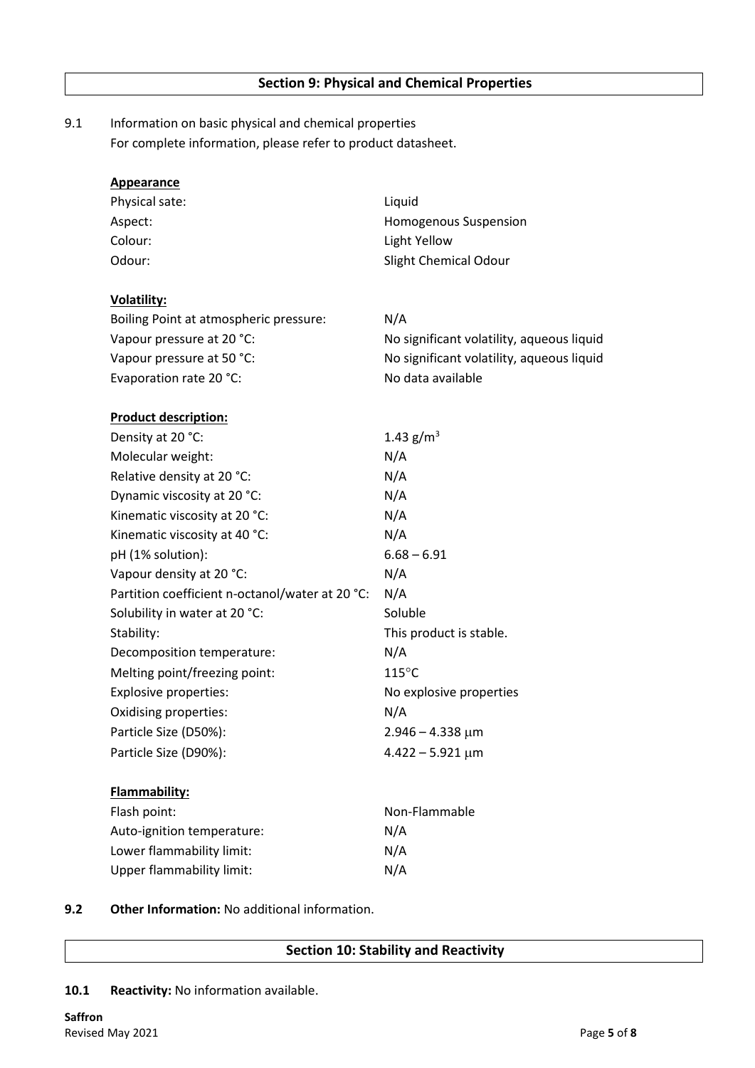## Section 9: Physical and Chemical Properties

9.1 Information on basic physical and chemical properties
For complete information, please refer to product datasheet.

**Appearance**

| | |
|---|---|
| Physical sate: | Liquid |
| Aspect: | Homogenous Suspension |
| Colour: | Light Yellow |
| Odour: | Slight Chemical Odour |

**Volatility:**

| | |
|---|---|
| Boiling Point at atmospheric pressure: | N/A |
| Vapour pressure at 20 °C: | No significant volatility, aqueous liquid |
| Vapour pressure at 50 °C: | No significant volatility, aqueous liquid |
| Evaporation rate 20 °C: | No data available |

**Product description:**

| | |
|---|---|
| Density at 20 °C: | 1.43 $g/m^3$ |
| Molecular weight: | N/A |
| Relative density at 20 °C: | N/A |
| Dynamic viscosity at 20 °C: | N/A |
| Kinematic viscosity at 20 °C: | N/A |
| Kinematic viscosity at 40 °C: | N/A |
| pH (1% solution): | 6.68 – 6.91 |
| Vapour density at 20 °C: | N/A |
| Partition coefficient n-octanol/water at 20 °C: | N/A |
| Solubility in water at 20 °C: | Soluble |
| Stability: | This product is stable. |
| Decomposition temperature: | N/A |
| Melting point/freezing point: | 115°C |
| Explosive properties: | No explosive properties |
| Oxidising properties: | N/A |
| Particle Size (D50%): | 2.946 – 4.338 μm |
| Particle Size (D90%): | 4.422 – 5.921 μm |

**Flammability:**

| | |
|---|---|
| Flash point: | Non-Flammable |
| Auto-ignition temperature: | N/A |
| Lower flammability limit: | N/A |
| Upper flammability limit: | N/A |

**9.2 Other Information:** No additional information.

## Section 10: Stability and Reactivity

**10.1 Reactivity:** No information available.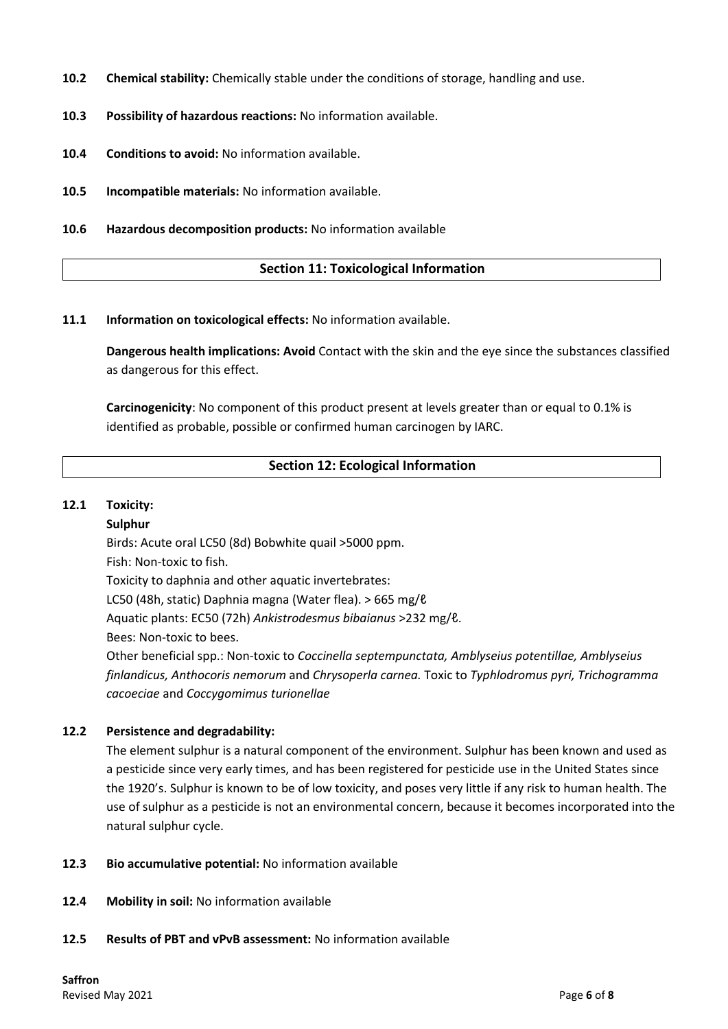**10.2 Chemical stability:** Chemically stable under the conditions of storage, handling and use.

**10.3 Possibility of hazardous reactions:** No information available.

**10.4 Conditions to avoid:** No information available.

**10.5 Incompatible materials:** No information available.

**10.6 Hazardous decomposition products:** No information available

## Section 11: Toxicological Information

**11.1 Information on toxicological effects:** No information available.

**Dangerous health implications: Avoid** Contact with the skin and the eye since the substances classified as dangerous for this effect.

**Carcinogenicity**: No component of this product present at levels greater than or equal to 0.1% is identified as probable, possible or confirmed human carcinogen by IARC.

## Section 12: Ecological Information

**12.1 Toxicity:**

**Sulphur**

Birds: Acute oral LC50 (8d) Bobwhite quail >5000 ppm.
Fish: Non-toxic to fish.
Toxicity to daphnia and other aquatic invertebrates:
LC50 (48h, static) Daphnia magna (Water flea). > 665 mg/ℓ
Aquatic plants: EC50 (72h) *Ankistrodesmus bibaianus* >232 mg/ℓ.
Bees: Non-toxic to bees.
Other beneficial spp.: Non-toxic to *Coccinella septempunctata, Amblyseius potentillae, Amblyseius finlandicus, Anthocoris nemorum* and *Chrysoperla carnea.* Toxic to *Typhlodromus pyri, Trichogramma cacoeciae* and *Coccygomimus turionellae*

**12.2 Persistence and degradability:**

The element sulphur is a natural component of the environment. Sulphur has been known and used as a pesticide since very early times, and has been registered for pesticide use in the United States since the 1920's. Sulphur is known to be of low toxicity, and poses very little if any risk to human health. The use of sulphur as a pesticide is not an environmental concern, because it becomes incorporated into the natural sulphur cycle.

**12.3 Bio accumulative potential:** No information available

**12.4 Mobility in soil:** No information available

**12.5 Results of PBT and vPvB assessment:** No information available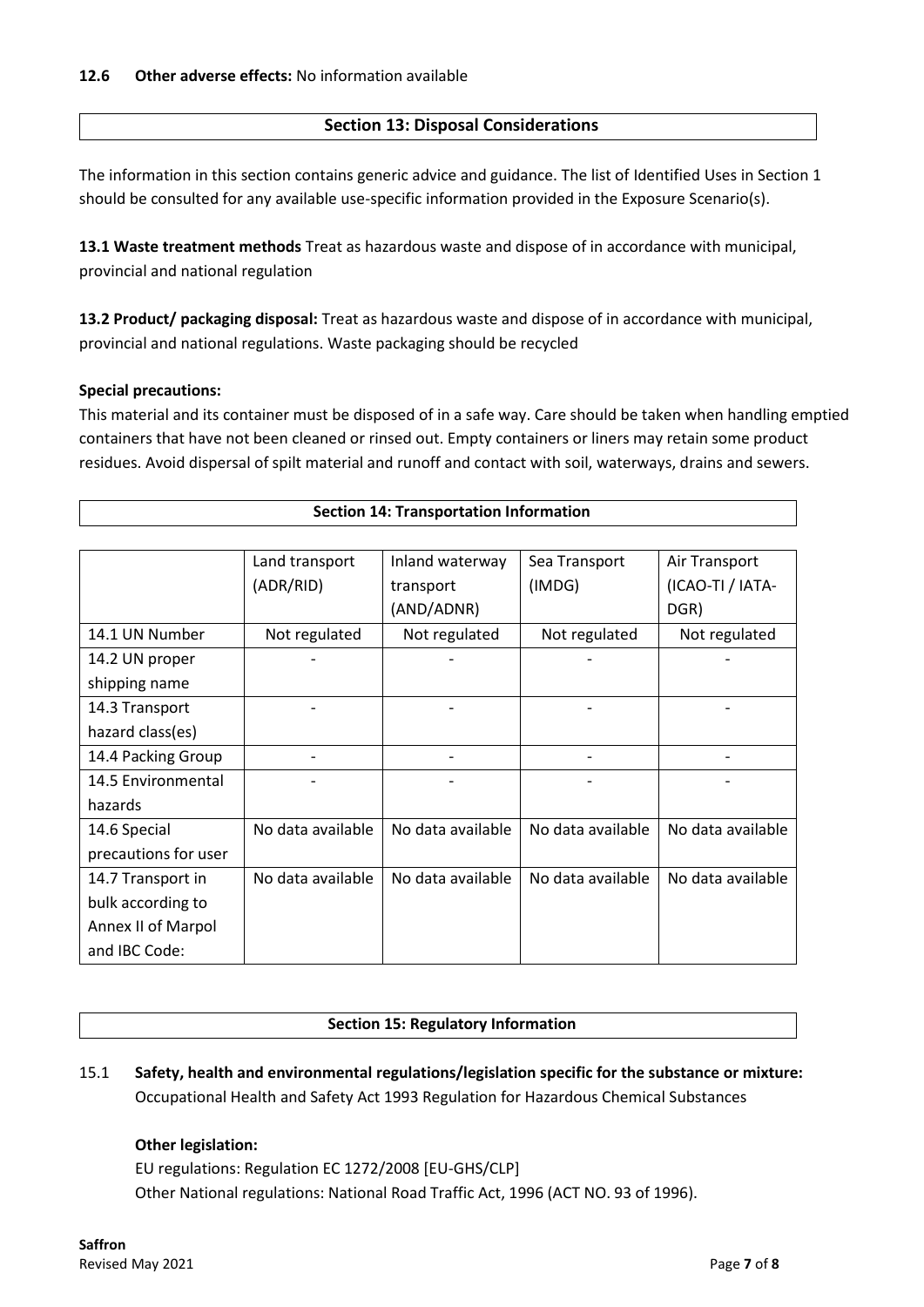**12.6 Other adverse effects:** No information available

## Section 13: Disposal Considerations

The information in this section contains generic advice and guidance. The list of Identified Uses in Section 1 should be consulted for any available use-specific information provided in the Exposure Scenario(s).

**13.1 Waste treatment methods** Treat as hazardous waste and dispose of in accordance with municipal, provincial and national regulation

**13.2 Product/ packaging disposal:** Treat as hazardous waste and dispose of in accordance with municipal, provincial and national regulations. Waste packaging should be recycled

**Special precautions:**

This material and its container must be disposed of in a safe way. Care should be taken when handling emptied containers that have not been cleaned or rinsed out. Empty containers or liners may retain some product residues. Avoid dispersal of spilt material and runoff and contact with soil, waterways, drains and sewers.

## Section 14: Transportation Information

| | Land transport (ADR/RID) | Inland waterway transport (AND/ADNR) | Sea Transport (IMDG) | Air Transport (ICAO-TI / IATA-DGR) |
|---|---|---|---|---|
| 14.1 UN Number | Not regulated | Not regulated | Not regulated | Not regulated |
| 14.2 UN proper shipping name | - | - | - | - |
| 14.3 Transport hazard class(es) | - | - | - | - |
| 14.4 Packing Group | - | - | - | - |
| 14.5 Environmental hazards | - | - | - | - |
| 14.6 Special precautions for user | No data available | No data available | No data available | No data available |
| 14.7 Transport in bulk according to Annex II of Marpol and IBC Code: | No data available | No data available | No data available | No data available |

## Section 15: Regulatory Information

15.1 **Safety, health and environmental regulations/legislation specific for the substance or mixture:** Occupational Health and Safety Act 1993 Regulation for Hazardous Chemical Substances

**Other legislation:**

EU regulations: Regulation EC 1272/2008 [EU-GHS/CLP]

Other National regulations: National Road Traffic Act, 1996 (ACT NO. 93 of 1996).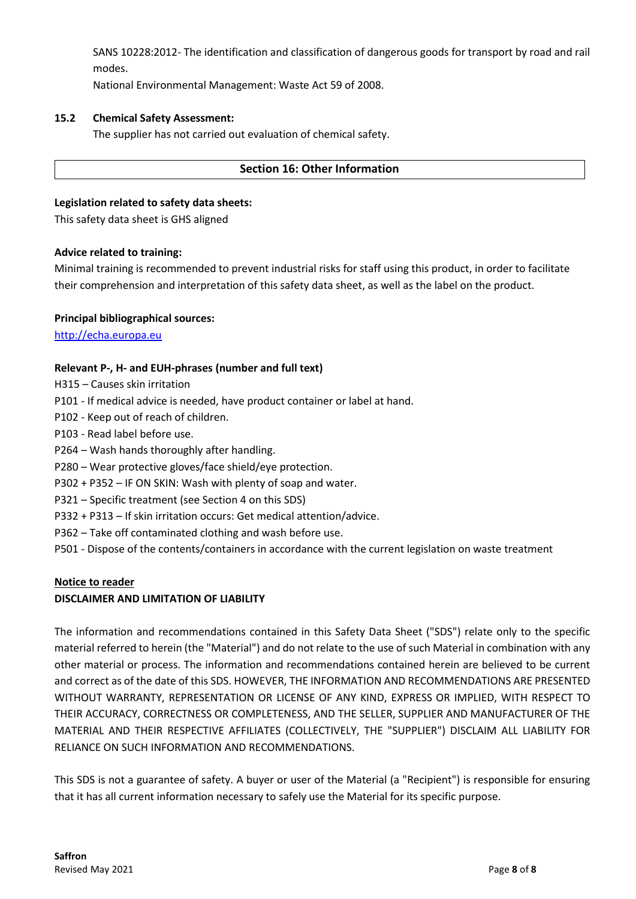SANS 10228:2012- The identification and classification of dangerous goods for transport by road and rail modes.

National Environmental Management: Waste Act 59 of 2008.

**15.2 Chemical Safety Assessment:**

The supplier has not carried out evaluation of chemical safety.

## Section 16: Other Information

**Legislation related to safety data sheets:**

This safety data sheet is GHS aligned

**Advice related to training:**

Minimal training is recommended to prevent industrial risks for staff using this product, in order to facilitate their comprehension and interpretation of this safety data sheet, as well as the label on the product.

**Principal bibliographical sources:**

http://echa.europa.eu

**Relevant P-, H- and EUH-phrases (number and full text)**

H315 – Causes skin irritation
P101 - If medical advice is needed, have product container or label at hand.
P102 - Keep out of reach of children.
P103 - Read label before use.
P264 – Wash hands thoroughly after handling.
P280 – Wear protective gloves/face shield/eye protection.
P302 + P352 – IF ON SKIN: Wash with plenty of soap and water.
P321 – Specific treatment (see Section 4 on this SDS)
P332 + P313 – If skin irritation occurs: Get medical attention/advice.
P362 – Take off contaminated clothing and wash before use.
P501 - Dispose of the contents/containers in accordance with the current legislation on waste treatment

**Notice to reader**

**DISCLAIMER AND LIMITATION OF LIABILITY**

The information and recommendations contained in this Safety Data Sheet ("SDS") relate only to the specific material referred to herein (the "Material") and do not relate to the use of such Material in combination with any other material or process. The information and recommendations contained herein are believed to be current and correct as of the date of this SDS. HOWEVER, THE INFORMATION AND RECOMMENDATIONS ARE PRESENTED WITHOUT WARRANTY, REPRESENTATION OR LICENSE OF ANY KIND, EXPRESS OR IMPLIED, WITH RESPECT TO THEIR ACCURACY, CORRECTNESS OR COMPLETENESS, AND THE SELLER, SUPPLIER AND MANUFACTURER OF THE MATERIAL AND THEIR RESPECTIVE AFFILIATES (COLLECTIVELY, THE "SUPPLIER") DISCLAIM ALL LIABILITY FOR RELIANCE ON SUCH INFORMATION AND RECOMMENDATIONS.

This SDS is not a guarantee of safety. A buyer or user of the Material (a "Recipient") is responsible for ensuring that it has all current information necessary to safely use the Material for its specific purpose.